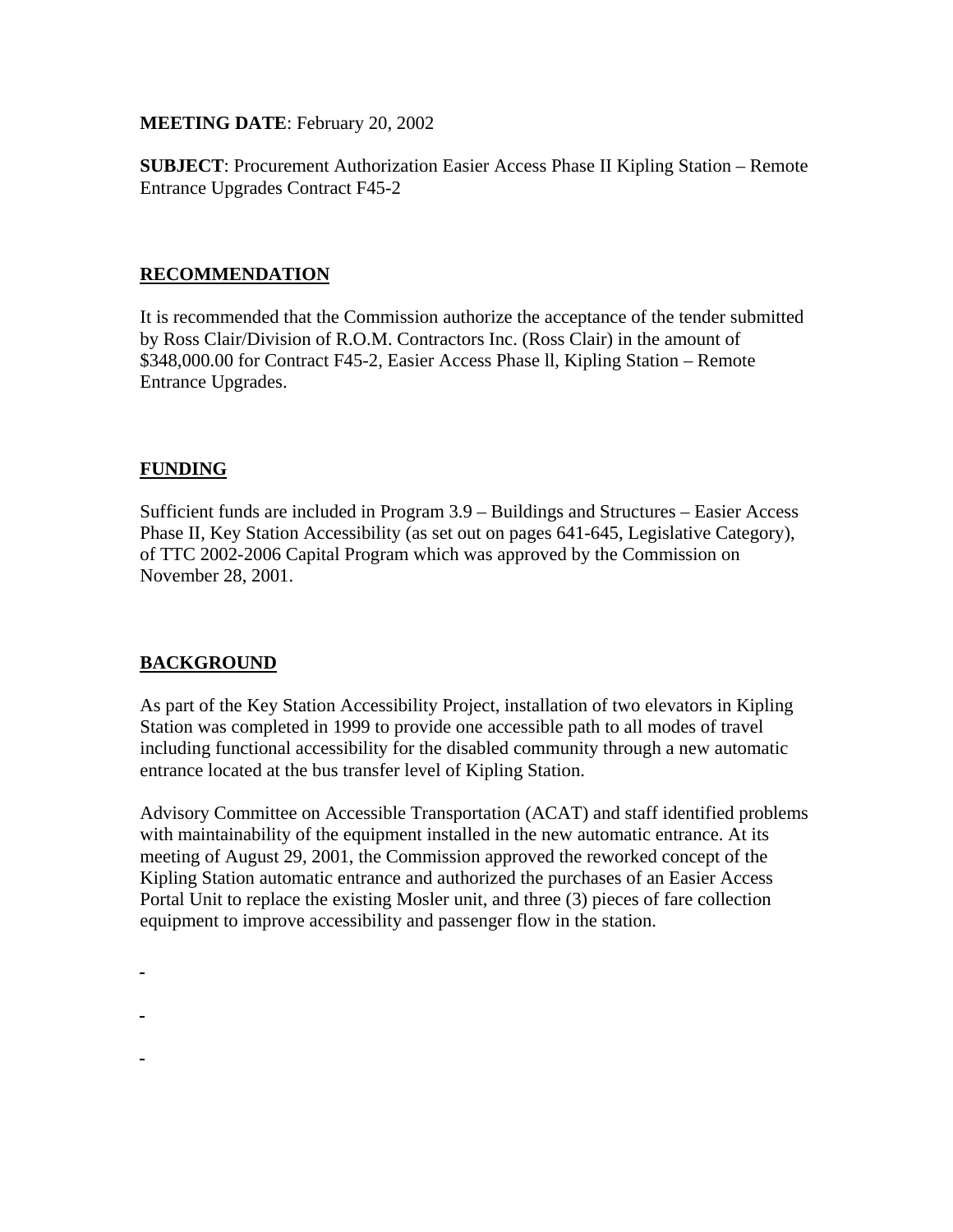**MEETING DATE**: February 20, 2002

**SUBJECT**: Procurement Authorization Easier Access Phase II Kipling Station – Remote Entrance Upgrades Contract F45-2

## RECOMMENDATION

It is recommended that the Commission authorize the acceptance of the tender submitted by Ross Clair/Division of R.O.M. Contractors Inc. (Ross Clair) in the amount of $348,000.00 for Contract F45-2, Easier Access Phase ll, Kipling Station – Remote Entrance Upgrades.

## FUNDING

Sufficient funds are included in Program 3.9 – Buildings and Structures – Easier Access Phase II, Key Station Accessibility (as set out on pages 641-645, Legislative Category), of TTC 2002-2006 Capital Program which was approved by the Commission on November 28, 2001.

## BACKGROUND

As part of the Key Station Accessibility Project, installation of two elevators in Kipling Station was completed in 1999 to provide one accessible path to all modes of travel including functional accessibility for the disabled community through a new automatic entrance located at the bus transfer level of Kipling Station.

Advisory Committee on Accessible Transportation (ACAT) and staff identified problems with maintainability of the equipment installed in the new automatic entrance. At its meeting of August 29, 2001, the Commission approved the reworked concept of the Kipling Station automatic entrance and authorized the purchases of an Easier Access Portal Unit to replace the existing Mosler unit, and three (3) pieces of fare collection equipment to improve accessibility and passenger flow in the station.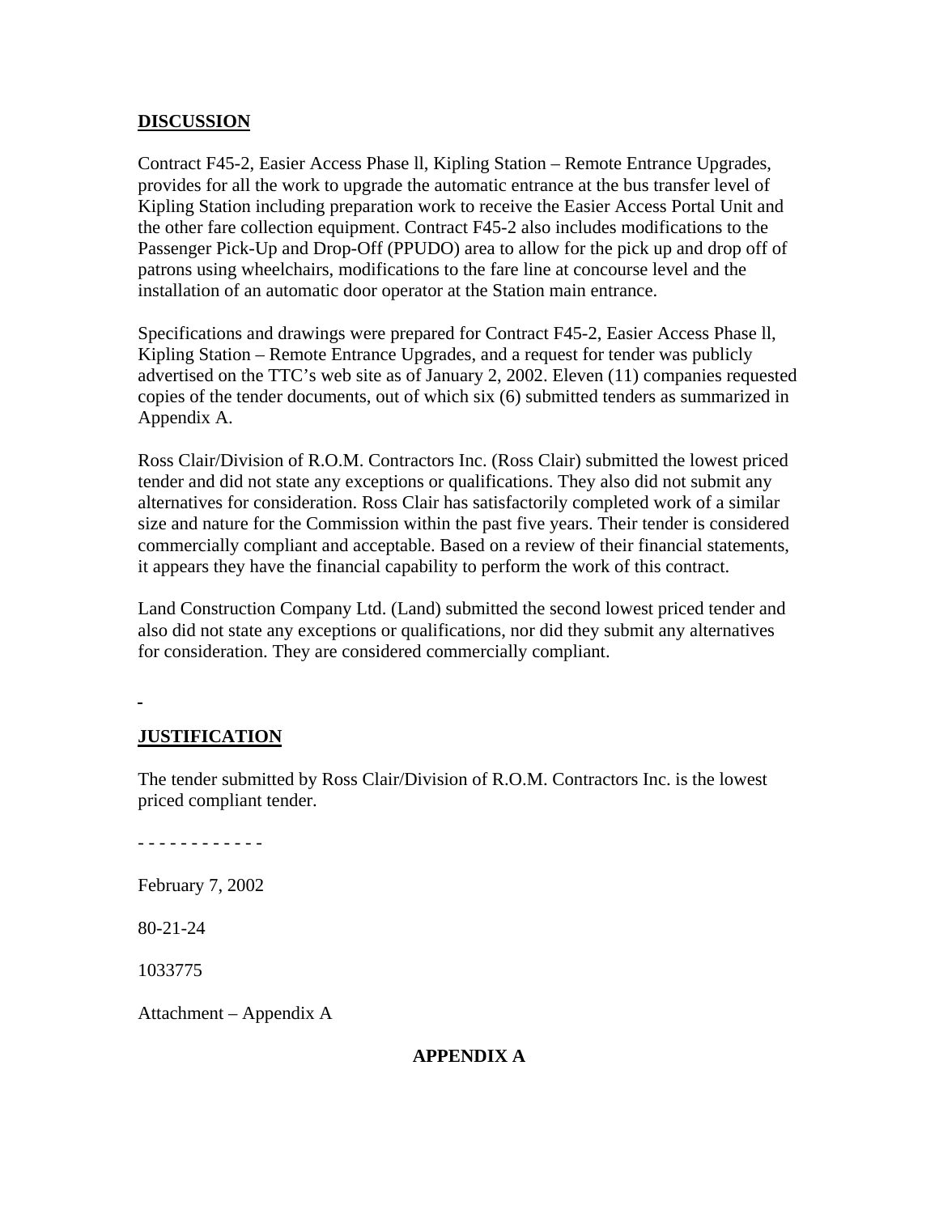## DISCUSSION

Contract F45-2, Easier Access Phase ll, Kipling Station – Remote Entrance Upgrades, provides for all the work to upgrade the automatic entrance at the bus transfer level of Kipling Station including preparation work to receive the Easier Access Portal Unit and the other fare collection equipment. Contract F45-2 also includes modifications to the Passenger Pick-Up and Drop-Off (PPUDO) area to allow for the pick up and drop off of patrons using wheelchairs, modifications to the fare line at concourse level and the installation of an automatic door operator at the Station main entrance.

Specifications and drawings were prepared for Contract F45-2, Easier Access Phase ll, Kipling Station – Remote Entrance Upgrades, and a request for tender was publicly advertised on the TTC's web site as of January 2, 2002. Eleven (11) companies requested copies of the tender documents, out of which six (6) submitted tenders as summarized in Appendix A.

Ross Clair/Division of R.O.M. Contractors Inc. (Ross Clair) submitted the lowest priced tender and did not state any exceptions or qualifications. They also did not submit any alternatives for consideration. Ross Clair has satisfactorily completed work of a similar size and nature for the Commission within the past five years. Their tender is considered commercially compliant and acceptable. Based on a review of their financial statements, it appears they have the financial capability to perform the work of this contract.

Land Construction Company Ltd. (Land) submitted the second lowest priced tender and also did not state any exceptions or qualifications, nor did they submit any alternatives for consideration. They are considered commercially compliant.

## JUSTIFICATION

The tender submitted by Ross Clair/Division of R.O.M. Contractors Inc. is the lowest priced compliant tender.

\- - - - - - - - - - - -

February 7, 2002

80-21-24

1033775

Attachment – Appendix A

**APPENDIX A**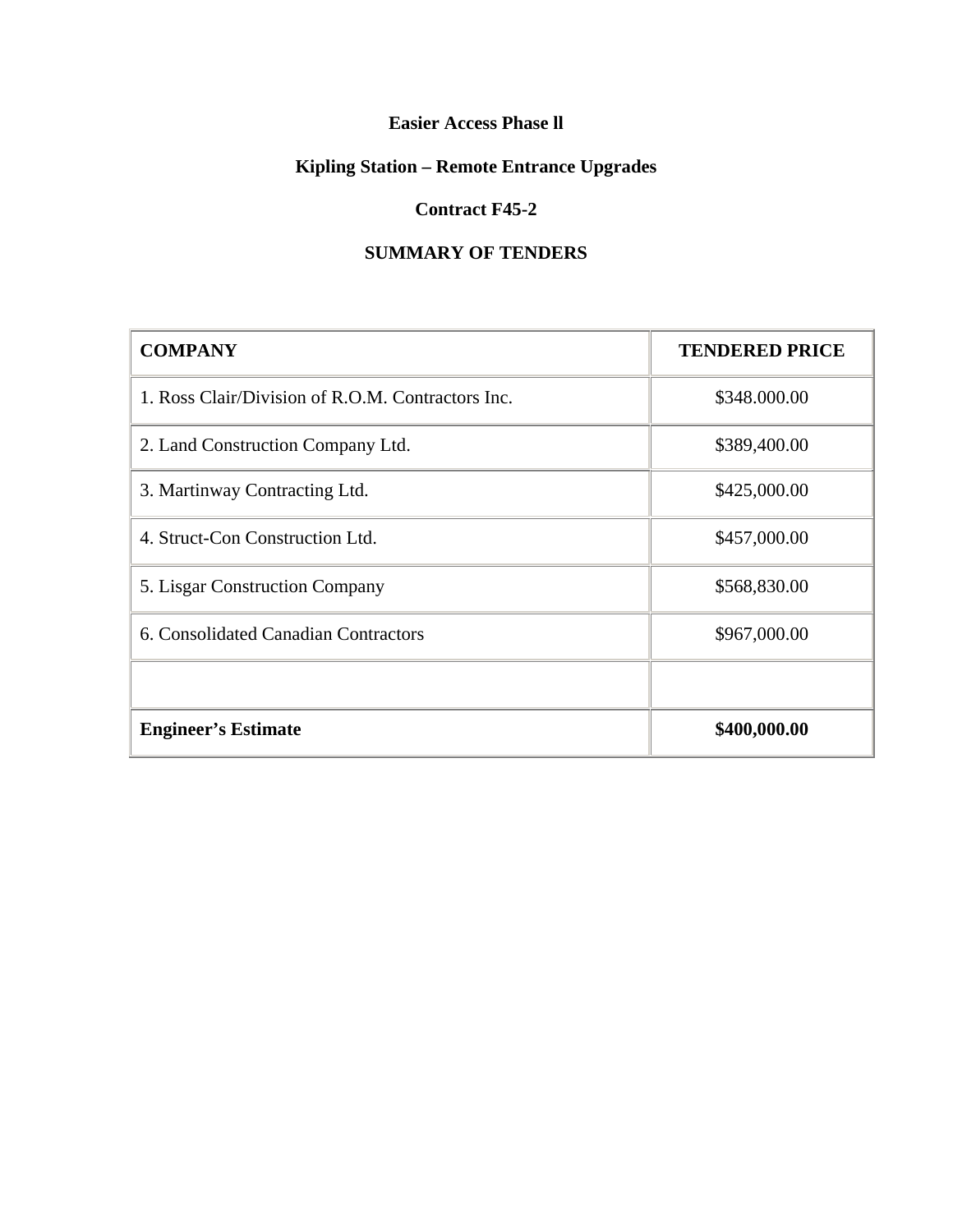**Easier Access Phase ll**

**Kipling Station – Remote Entrance Upgrades**

**Contract F45-2**

**SUMMARY OF TENDERS**

| **COMPANY** | **TENDERED PRICE** |
|---|---|
| 1. Ross Clair/Division of R.O.M. Contractors Inc. | $348.000.00 |
| 2. Land Construction Company Ltd. | $389,400.00 |
| 3. Martinway Contracting Ltd. | $425,000.00 |
| 4. Struct-Con Construction Ltd. | $457,000.00 |
| 5. Lisgar Construction Company | $568,830.00 |
| 6. Consolidated Canadian Contractors | $967,000.00 |
| | |
| **Engineer's Estimate** | **$400,000.00** |